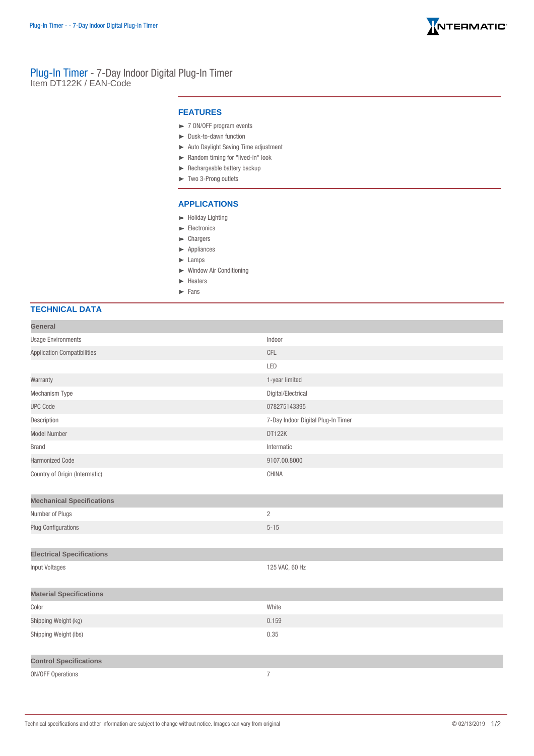# Plug-In Timer - 7-Day Indoor Digital Plug-In Timer

Item DT122K / EAN-Code

## FEATURES

- 7 ON/OFF program events
- Dusk-to-dawn function
- Auto Daylight Saving Time adjustment
- Random timing for "lived-in" look
- Rechargeable battery backup
- Two 3-Prong outlets

## APPLICATIONS

- Holiday Lighting
- Electronics
- Chargers
- Appliances
- Lamps
- Window Air Conditioning
- Heaters
- Fans

## TECHNICAL DATA

| General | |
|---|---|
| Usage Environments | Indoor |
| Application Compatibilities | CFL |
| | LED |
| Warranty | 1-year limited |
| Mechanism Type | Digital/Electrical |
| UPC Code | 078275143395 |
| Description | 7-Day Indoor Digital Plug-In Timer |
| Model Number | DT122K |
| Brand | Intermatic |
| Harmonized Code | 9107.00.8000 |
| Country of Origin (Intermatic) | CHINA |

| Mechanical Specifications | |
|---|---|
| Number of Plugs | 2 |
| Plug Configurations | 5-15 |

| Electrical Specifications | |
|---|---|
| Input Voltages | 125 VAC, 60 Hz |

| Material Specifications | |
|---|---|
| Color | White |
| Shipping Weight (kg) | 0.159 |
| Shipping Weight (lbs) | 0.35 |

| Control Specifications | |
|---|---|
| ON/OFF Operations | 7 |

Technical specifications and other information are subject to change without notice. Images can vary from original

© 02/13/2019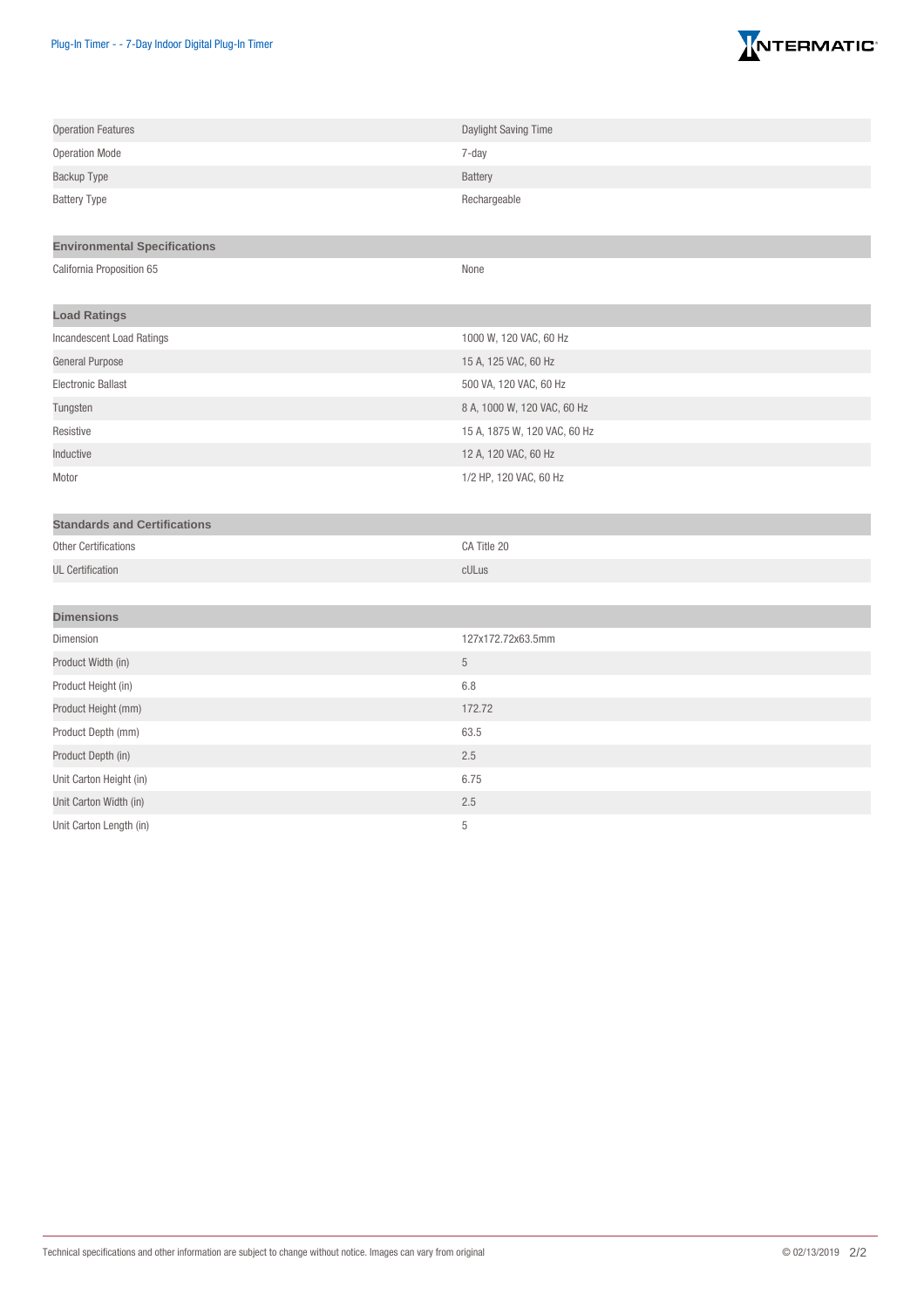| | |
|---|---|
| Operation Features | Daylight Saving Time |
| Operation Mode | 7-day |
| Backup Type | Battery |
| Battery Type | Rechargeable |

| Environmental Specifications | |
|---|---|
| California Proposition 65 | None |

| Load Ratings | |
|---|---|
| Incandescent Load Ratings | 1000 W, 120 VAC, 60 Hz |
| General Purpose | 15 A, 125 VAC, 60 Hz |
| Electronic Ballast | 500 VA, 120 VAC, 60 Hz |
| Tungsten | 8 A, 1000 W, 120 VAC, 60 Hz |
| Resistive | 15 A, 1875 W, 120 VAC, 60 Hz |
| Inductive | 12 A, 120 VAC, 60 Hz |
| Motor | 1/2 HP, 120 VAC, 60 Hz |

| Standards and Certifications | |
|---|---|
| Other Certifications | CA Title 20 |
| UL Certification | cULus |

| Dimensions | |
|---|---|
| Dimension | 127x172.72x63.5mm |
| Product Width (in) | 5 |
| Product Height (in) | 6.8 |
| Product Height (mm) | 172.72 |
| Product Depth (mm) | 63.5 |
| Product Depth (in) | 2.5 |
| Unit Carton Height (in) | 6.75 |
| Unit Carton Width (in) | 2.5 |
| Unit Carton Length (in) | 5 |

Technical specifications and other information are subject to change without notice. Images can vary from original

© 02/13/2019